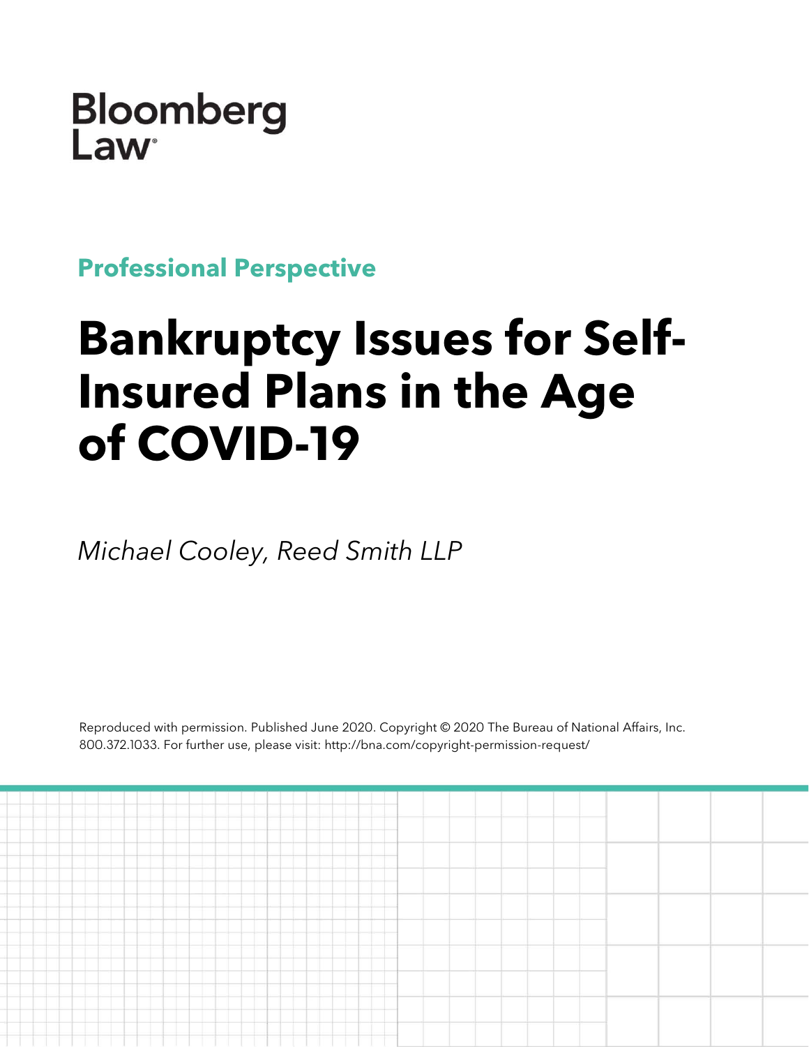Bloomberg Law

**Professional Perspective**

# Bankruptcy Issues for Self-Insured Plans in the Age of COVID-19

*Michael Cooley, Reed Smith LLP*

Reproduced with permission. Published June 2020. Copyright © 2020 The Bureau of National Affairs, Inc. 800.372.1033. For further use, please visit: http://bna.com/copyright-permission-request/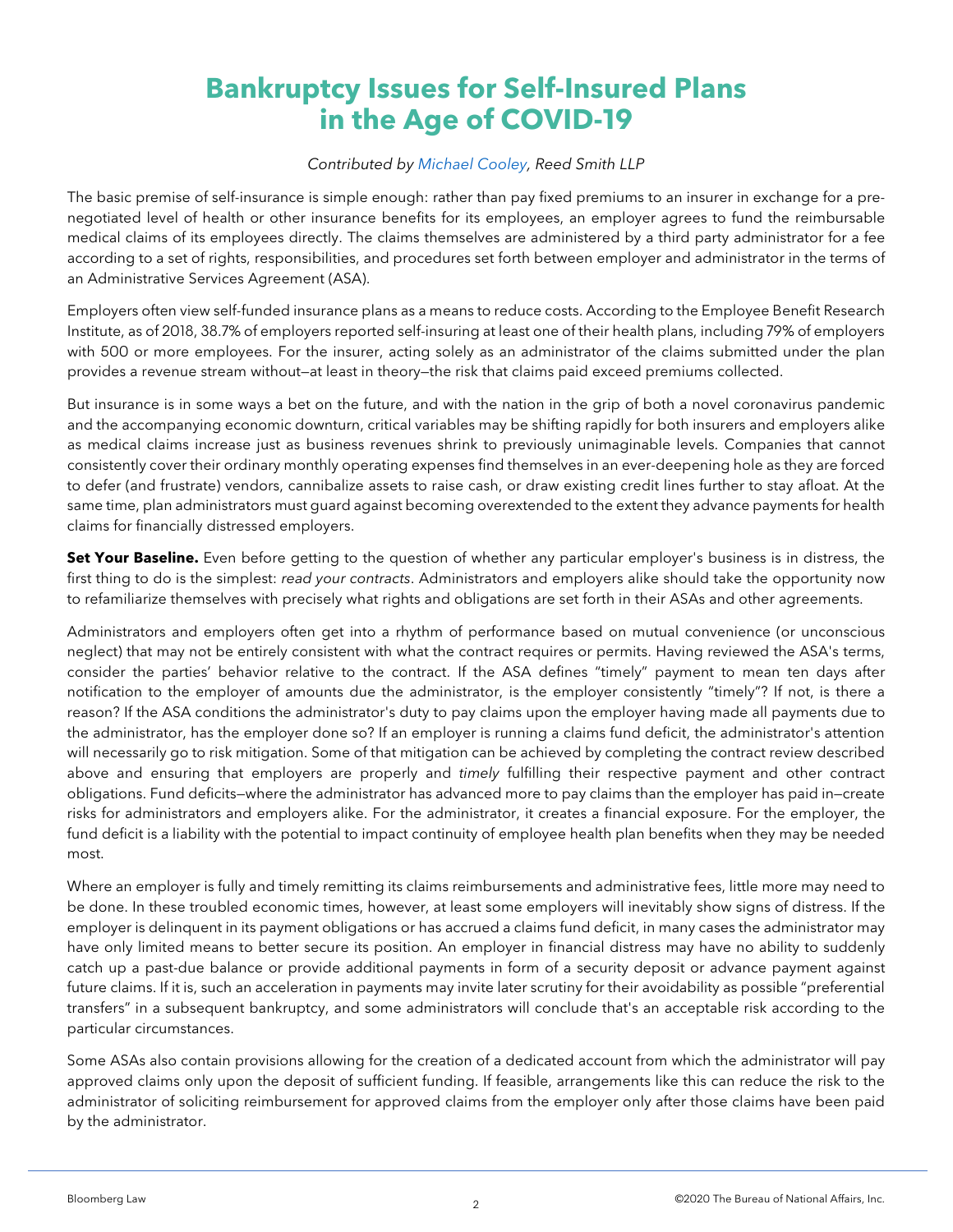# Bankruptcy Issues for Self-Insured Plans in the Age of COVID-19

*Contributed by Michael Cooley, Reed Smith LLP*

The basic premise of self-insurance is simple enough: rather than pay fixed premiums to an insurer in exchange for a pre-negotiated level of health or other insurance benefits for its employees, an employer agrees to fund the reimbursable medical claims of its employees directly. The claims themselves are administered by a third party administrator for a fee according to a set of rights, responsibilities, and procedures set forth between employer and administrator in the terms of an Administrative Services Agreement (ASA).

Employers often view self-funded insurance plans as a means to reduce costs. According to the Employee Benefit Research Institute, as of 2018, 38.7% of employers reported self-insuring at least one of their health plans, including 79% of employers with 500 or more employees. For the insurer, acting solely as an administrator of the claims submitted under the plan provides a revenue stream without—at least in theory—the risk that claims paid exceed premiums collected.

But insurance is in some ways a bet on the future, and with the nation in the grip of both a novel coronavirus pandemic and the accompanying economic downturn, critical variables may be shifting rapidly for both insurers and employers alike as medical claims increase just as business revenues shrink to previously unimaginable levels. Companies that cannot consistently cover their ordinary monthly operating expenses find themselves in an ever-deepening hole as they are forced to defer (and frustrate) vendors, cannibalize assets to raise cash, or draw existing credit lines further to stay afloat. At the same time, plan administrators must guard against becoming overextended to the extent they advance payments for health claims for financially distressed employers.

**Set Your Baseline.** Even before getting to the question of whether any particular employer's business is in distress, the first thing to do is the simplest: *read your contracts*. Administrators and employers alike should take the opportunity now to refamiliarize themselves with precisely what rights and obligations are set forth in their ASAs and other agreements.

Administrators and employers often get into a rhythm of performance based on mutual convenience (or unconscious neglect) that may not be entirely consistent with what the contract requires or permits. Having reviewed the ASA's terms, consider the parties' behavior relative to the contract. If the ASA defines "timely" payment to mean ten days after notification to the employer of amounts due the administrator, is the employer consistently "timely"? If not, is there a reason? If the ASA conditions the administrator's duty to pay claims upon the employer having made all payments due to the administrator, has the employer done so? If an employer is running a claims fund deficit, the administrator's attention will necessarily go to risk mitigation. Some of that mitigation can be achieved by completing the contract review described above and ensuring that employers are properly and *timely* fulfilling their respective payment and other contract obligations. Fund deficits—where the administrator has advanced more to pay claims than the employer has paid in—create risks for administrators and employers alike. For the administrator, it creates a financial exposure. For the employer, the fund deficit is a liability with the potential to impact continuity of employee health plan benefits when they may be needed most.

Where an employer is fully and timely remitting its claims reimbursements and administrative fees, little more may need to be done. In these troubled economic times, however, at least some employers will inevitably show signs of distress. If the employer is delinquent in its payment obligations or has accrued a claims fund deficit, in many cases the administrator may have only limited means to better secure its position. An employer in financial distress may have no ability to suddenly catch up a past-due balance or provide additional payments in form of a security deposit or advance payment against future claims. If it is, such an acceleration in payments may invite later scrutiny for their avoidability as possible "preferential transfers" in a subsequent bankruptcy, and some administrators will conclude that's an acceptable risk according to the particular circumstances.

Some ASAs also contain provisions allowing for the creation of a dedicated account from which the administrator will pay approved claims only upon the deposit of sufficient funding. If feasible, arrangements like this can reduce the risk to the administrator of soliciting reimbursement for approved claims from the employer only after those claims have been paid by the administrator.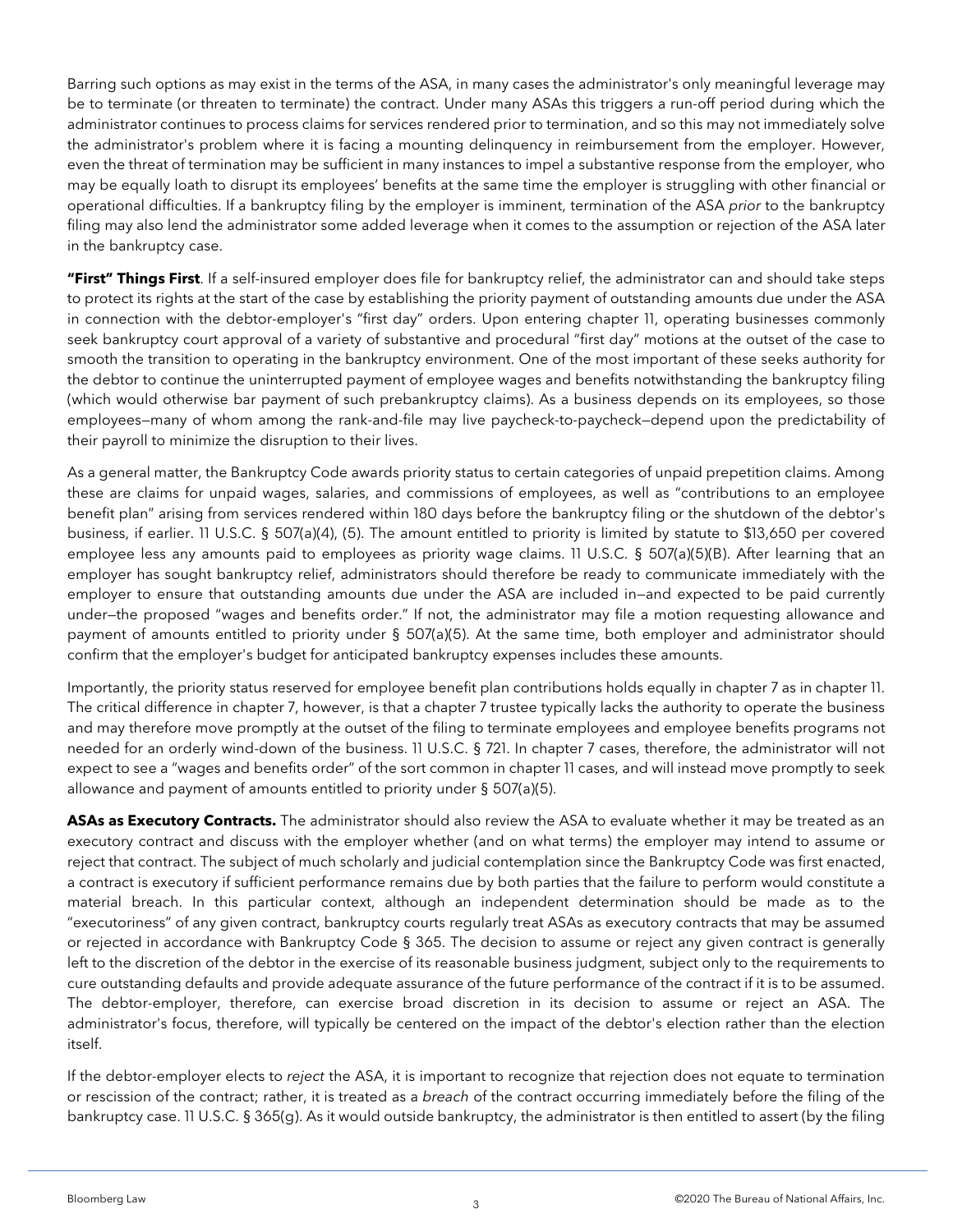Barring such options as may exist in the terms of the ASA, in many cases the administrator's only meaningful leverage may be to terminate (or threaten to terminate) the contract. Under many ASAs this triggers a run-off period during which the administrator continues to process claims for services rendered prior to termination, and so this may not immediately solve the administrator's problem where it is facing a mounting delinquency in reimbursement from the employer. However, even the threat of termination may be sufficient in many instances to impel a substantive response from the employer, who may be equally loath to disrupt its employees' benefits at the same time the employer is struggling with other financial or operational difficulties. If a bankruptcy filing by the employer is imminent, termination of the ASA *prior* to the bankruptcy filing may also lend the administrator some added leverage when it comes to the assumption or rejection of the ASA later in the bankruptcy case.

**"First" Things First**. If a self-insured employer does file for bankruptcy relief, the administrator can and should take steps to protect its rights at the start of the case by establishing the priority payment of outstanding amounts due under the ASA in connection with the debtor-employer's "first day" orders. Upon entering chapter 11, operating businesses commonly seek bankruptcy court approval of a variety of substantive and procedural "first day" motions at the outset of the case to smooth the transition to operating in the bankruptcy environment. One of the most important of these seeks authority for the debtor to continue the uninterrupted payment of employee wages and benefits notwithstanding the bankruptcy filing (which would otherwise bar payment of such prebankruptcy claims). As a business depends on its employees, so those employees—many of whom among the rank-and-file may live paycheck-to-paycheck—depend upon the predictability of their payroll to minimize the disruption to their lives.

As a general matter, the Bankruptcy Code awards priority status to certain categories of unpaid prepetition claims. Among these are claims for unpaid wages, salaries, and commissions of employees, as well as "contributions to an employee benefit plan" arising from services rendered within 180 days before the bankruptcy filing or the shutdown of the debtor's business, if earlier. 11 U.S.C. § 507(a)(4), (5). The amount entitled to priority is limited by statute to $13,650 per covered employee less any amounts paid to employees as priority wage claims. 11 U.S.C. § 507(a)(5)(B). After learning that an employer has sought bankruptcy relief, administrators should therefore be ready to communicate immediately with the employer to ensure that outstanding amounts due under the ASA are included in—and expected to be paid currently under—the proposed "wages and benefits order." If not, the administrator may file a motion requesting allowance and payment of amounts entitled to priority under § 507(a)(5). At the same time, both employer and administrator should confirm that the employer's budget for anticipated bankruptcy expenses includes these amounts.

Importantly, the priority status reserved for employee benefit plan contributions holds equally in chapter 7 as in chapter 11. The critical difference in chapter 7, however, is that a chapter 7 trustee typically lacks the authority to operate the business and may therefore move promptly at the outset of the filing to terminate employees and employee benefits programs not needed for an orderly wind-down of the business. 11 U.S.C. § 721. In chapter 7 cases, therefore, the administrator will not expect to see a "wages and benefits order" of the sort common in chapter 11 cases, and will instead move promptly to seek allowance and payment of amounts entitled to priority under § 507(a)(5).

**ASAs as Executory Contracts.** The administrator should also review the ASA to evaluate whether it may be treated as an executory contract and discuss with the employer whether (and on what terms) the employer may intend to assume or reject that contract. The subject of much scholarly and judicial contemplation since the Bankruptcy Code was first enacted, a contract is executory if sufficient performance remains due by both parties that the failure to perform would constitute a material breach. In this particular context, although an independent determination should be made as to the "executoriness" of any given contract, bankruptcy courts regularly treat ASAs as executory contracts that may be assumed or rejected in accordance with Bankruptcy Code § 365. The decision to assume or reject any given contract is generally left to the discretion of the debtor in the exercise of its reasonable business judgment, subject only to the requirements to cure outstanding defaults and provide adequate assurance of the future performance of the contract if it is to be assumed. The debtor-employer, therefore, can exercise broad discretion in its decision to assume or reject an ASA. The administrator's focus, therefore, will typically be centered on the impact of the debtor's election rather than the election itself.

If the debtor-employer elects to *reject* the ASA, it is important to recognize that rejection does not equate to termination or rescission of the contract; rather, it is treated as a *breach* of the contract occurring immediately before the filing of the bankruptcy case. 11 U.S.C. § 365(g). As it would outside bankruptcy, the administrator is then entitled to assert (by the filing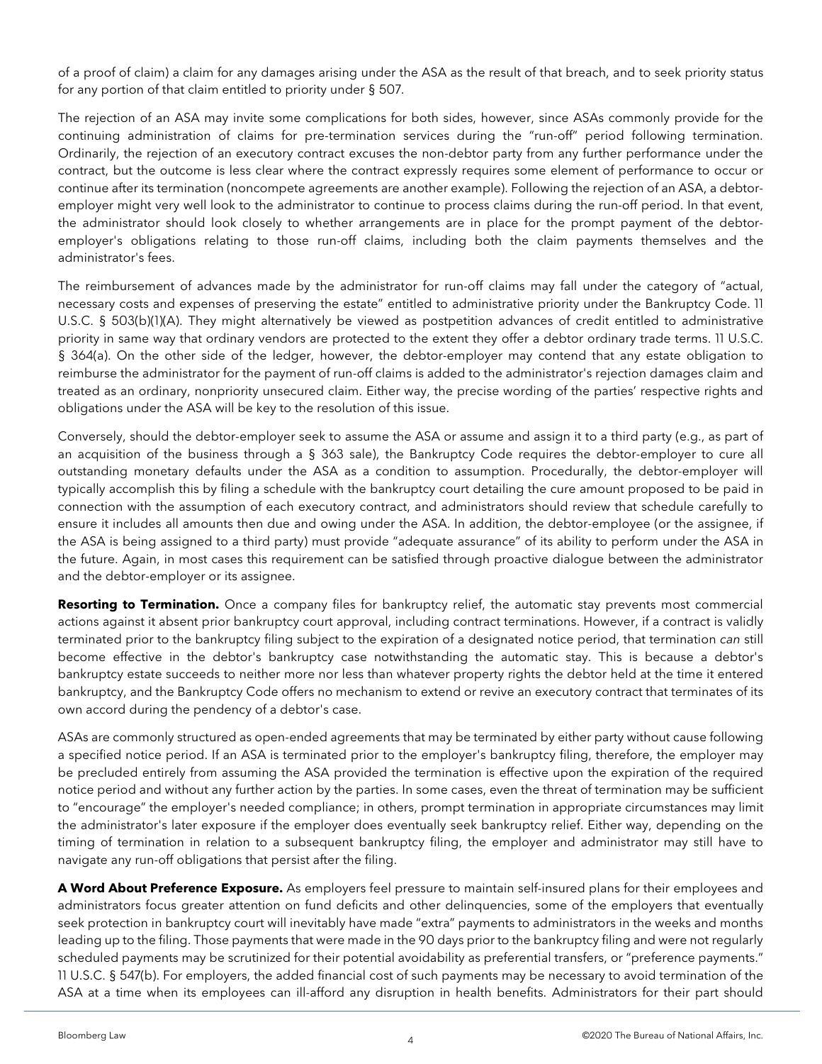of a proof of claim) a claim for any damages arising under the ASA as the result of that breach, and to seek priority status for any portion of that claim entitled to priority under § 507.

The rejection of an ASA may invite some complications for both sides, however, since ASAs commonly provide for the continuing administration of claims for pre-termination services during the "run-off" period following termination. Ordinarily, the rejection of an executory contract excuses the non-debtor party from any further performance under the contract, but the outcome is less clear where the contract expressly requires some element of performance to occur or continue after its termination (noncompete agreements are another example). Following the rejection of an ASA, a debtor-employer might very well look to the administrator to continue to process claims during the run-off period. In that event, the administrator should look closely to whether arrangements are in place for the prompt payment of the debtor-employer's obligations relating to those run-off claims, including both the claim payments themselves and the administrator's fees.

The reimbursement of advances made by the administrator for run-off claims may fall under the category of "actual, necessary costs and expenses of preserving the estate" entitled to administrative priority under the Bankruptcy Code. 11 U.S.C. § 503(b)(1)(A). They might alternatively be viewed as postpetition advances of credit entitled to administrative priority in same way that ordinary vendors are protected to the extent they offer a debtor ordinary trade terms. 11 U.S.C. § 364(a). On the other side of the ledger, however, the debtor-employer may contend that any estate obligation to reimburse the administrator for the payment of run-off claims is added to the administrator's rejection damages claim and treated as an ordinary, nonpriority unsecured claim. Either way, the precise wording of the parties' respective rights and obligations under the ASA will be key to the resolution of this issue.

Conversely, should the debtor-employer seek to assume the ASA or assume and assign it to a third party (e.g., as part of an acquisition of the business through a § 363 sale), the Bankruptcy Code requires the debtor-employer to cure all outstanding monetary defaults under the ASA as a condition to assumption. Procedurally, the debtor-employer will typically accomplish this by filing a schedule with the bankruptcy court detailing the cure amount proposed to be paid in connection with the assumption of each executory contract, and administrators should review that schedule carefully to ensure it includes all amounts then due and owing under the ASA. In addition, the debtor-employee (or the assignee, if the ASA is being assigned to a third party) must provide "adequate assurance" of its ability to perform under the ASA in the future. Again, in most cases this requirement can be satisfied through proactive dialogue between the administrator and the debtor-employer or its assignee.

**Resorting to Termination.** Once a company files for bankruptcy relief, the automatic stay prevents most commercial actions against it absent prior bankruptcy court approval, including contract terminations. However, if a contract is validly terminated prior to the bankruptcy filing subject to the expiration of a designated notice period, that termination *can* still become effective in the debtor's bankruptcy case notwithstanding the automatic stay. This is because a debtor's bankruptcy estate succeeds to neither more nor less than whatever property rights the debtor held at the time it entered bankruptcy, and the Bankruptcy Code offers no mechanism to extend or revive an executory contract that terminates of its own accord during the pendency of a debtor's case.

ASAs are commonly structured as open-ended agreements that may be terminated by either party without cause following a specified notice period. If an ASA is terminated prior to the employer's bankruptcy filing, therefore, the employer may be precluded entirely from assuming the ASA provided the termination is effective upon the expiration of the required notice period and without any further action by the parties. In some cases, even the threat of termination may be sufficient to "encourage" the employer's needed compliance; in others, prompt termination in appropriate circumstances may limit the administrator's later exposure if the employer does eventually seek bankruptcy relief. Either way, depending on the timing of termination in relation to a subsequent bankruptcy filing, the employer and administrator may still have to navigate any run-off obligations that persist after the filing.

**A Word About Preference Exposure.** As employers feel pressure to maintain self-insured plans for their employees and administrators focus greater attention on fund deficits and other delinquencies, some of the employers that eventually seek protection in bankruptcy court will inevitably have made "extra" payments to administrators in the weeks and months leading up to the filing. Those payments that were made in the 90 days prior to the bankruptcy filing and were not regularly scheduled payments may be scrutinized for their potential avoidability as preferential transfers, or "preference payments." 11 U.S.C. § 547(b). For employers, the added financial cost of such payments may be necessary to avoid termination of the ASA at a time when its employees can ill-afford any disruption in health benefits. Administrators for their part should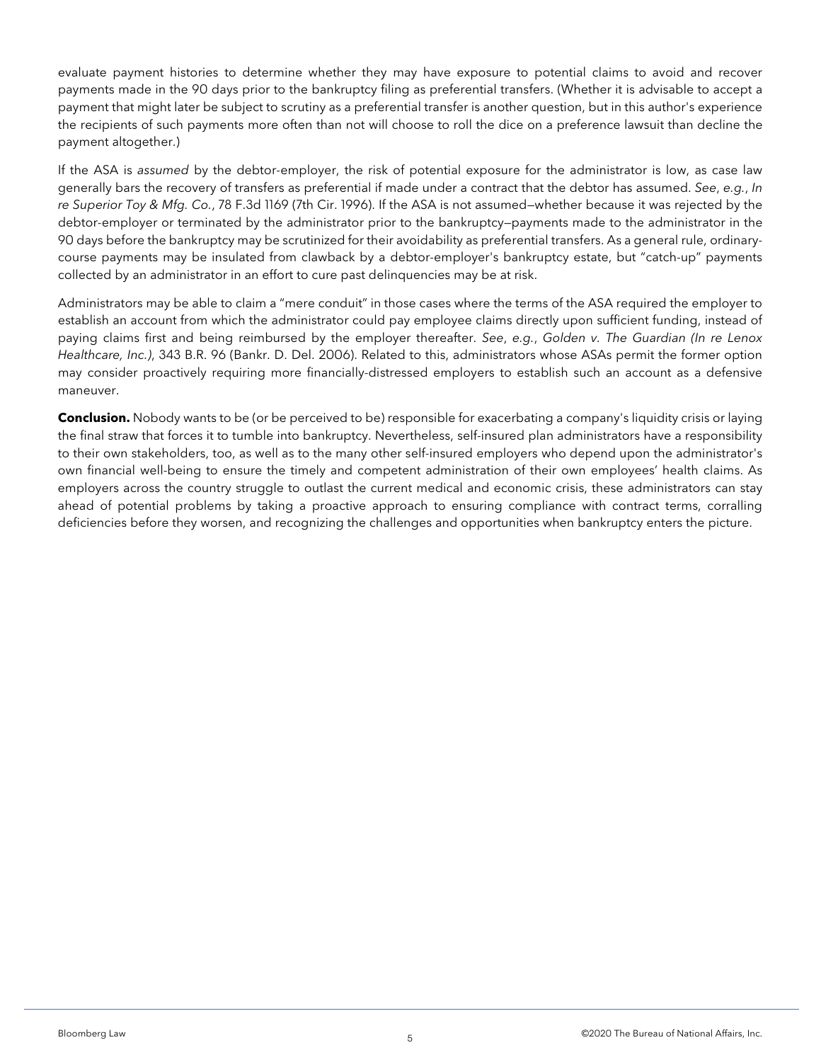evaluate payment histories to determine whether they may have exposure to potential claims to avoid and recover payments made in the 90 days prior to the bankruptcy filing as preferential transfers. (Whether it is advisable to accept a payment that might later be subject to scrutiny as a preferential transfer is another question, but in this author's experience the recipients of such payments more often than not will choose to roll the dice on a preference lawsuit than decline the payment altogether.)

If the ASA is *assumed* by the debtor-employer, the risk of potential exposure for the administrator is low, as case law generally bars the recovery of transfers as preferential if made under a contract that the debtor has assumed. *See*, *e.g.*, *In re Superior Toy & Mfg. Co.*, 78 F.3d 1169 (7th Cir. 1996). If the ASA is not assumed—whether because it was rejected by the debtor-employer or terminated by the administrator prior to the bankruptcy—payments made to the administrator in the 90 days before the bankruptcy may be scrutinized for their avoidability as preferential transfers. As a general rule, ordinary-course payments may be insulated from clawback by a debtor-employer's bankruptcy estate, but "catch-up" payments collected by an administrator in an effort to cure past delinquencies may be at risk.

Administrators may be able to claim a "mere conduit" in those cases where the terms of the ASA required the employer to establish an account from which the administrator could pay employee claims directly upon sufficient funding, instead of paying claims first and being reimbursed by the employer thereafter. *See*, *e.g.*, *Golden v. The Guardian (In re Lenox Healthcare, Inc.)*, 343 B.R. 96 (Bankr. D. Del. 2006). Related to this, administrators whose ASAs permit the former option may consider proactively requiring more financially-distressed employers to establish such an account as a defensive maneuver.

**Conclusion.** Nobody wants to be (or be perceived to be) responsible for exacerbating a company's liquidity crisis or laying the final straw that forces it to tumble into bankruptcy. Nevertheless, self-insured plan administrators have a responsibility to their own stakeholders, too, as well as to the many other self-insured employers who depend upon the administrator's own financial well-being to ensure the timely and competent administration of their own employees' health claims. As employers across the country struggle to outlast the current medical and economic crisis, these administrators can stay ahead of potential problems by taking a proactive approach to ensuring compliance with contract terms, corralling deficiencies before they worsen, and recognizing the challenges and opportunities when bankruptcy enters the picture.